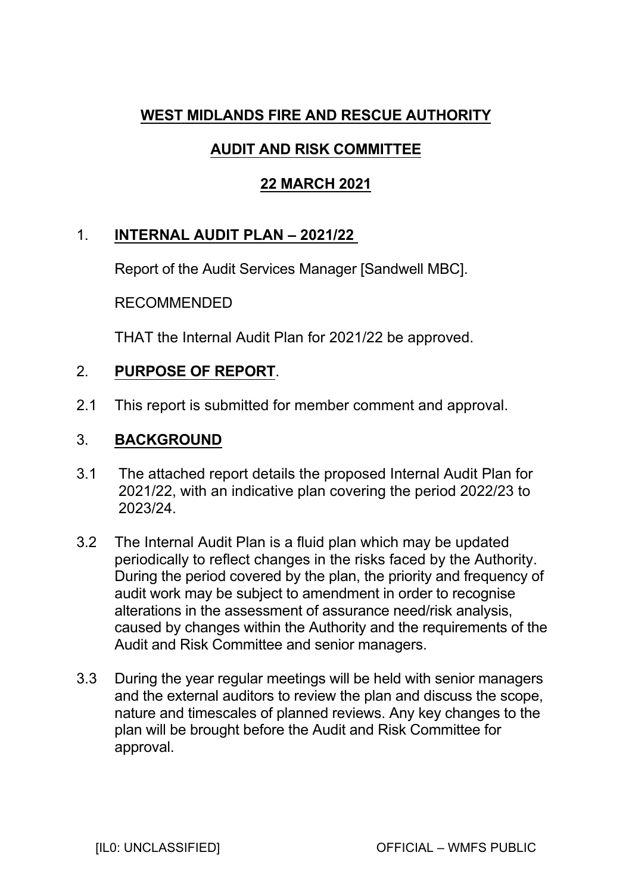# WEST MIDLANDS FIRE AND RESCUE AUTHORITY

## AUDIT AND RISK COMMITTEE

## 22 MARCH 2021

## 1. INTERNAL AUDIT PLAN – 2021/22

Report of the Audit Services Manager [Sandwell MBC].

RECOMMENDED

THAT the Internal Audit Plan for 2021/22 be approved.

## 2. PURPOSE OF REPORT.

2.1 This report is submitted for member comment and approval.

## 3. BACKGROUND

3.1 The attached report details the proposed Internal Audit Plan for 2021/22, with an indicative plan covering the period 2022/23 to 2023/24.

3.2 The Internal Audit Plan is a fluid plan which may be updated periodically to reflect changes in the risks faced by the Authority. During the period covered by the plan, the priority and frequency of audit work may be subject to amendment in order to recognise alterations in the assessment of assurance need/risk analysis, caused by changes within the Authority and the requirements of the Audit and Risk Committee and senior managers.

3.3 During the year regular meetings will be held with senior managers and the external auditors to review the plan and discuss the scope, nature and timescales of planned reviews. Any key changes to the plan will be brought before the Audit and Risk Committee for approval.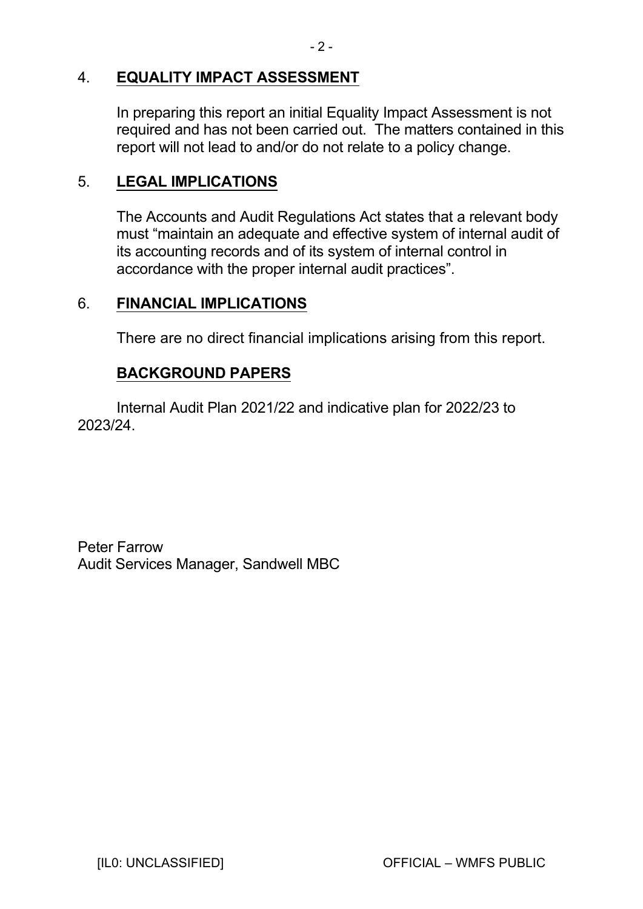## 4. EQUALITY IMPACT ASSESSMENT

In preparing this report an initial Equality Impact Assessment is not required and has not been carried out. The matters contained in this report will not lead to and/or do not relate to a policy change.

## 5. LEGAL IMPLICATIONS

The Accounts and Audit Regulations Act states that a relevant body must "maintain an adequate and effective system of internal audit of its accounting records and of its system of internal control in accordance with the proper internal audit practices".

## 6. FINANCIAL IMPLICATIONS

There are no direct financial implications arising from this report.

## BACKGROUND PAPERS

Internal Audit Plan 2021/22 and indicative plan for 2022/23 to 2023/24.

Peter Farrow
Audit Services Manager, Sandwell MBC

[IL0: UNCLASSIFIED] OFFICIAL – WMFS PUBLIC